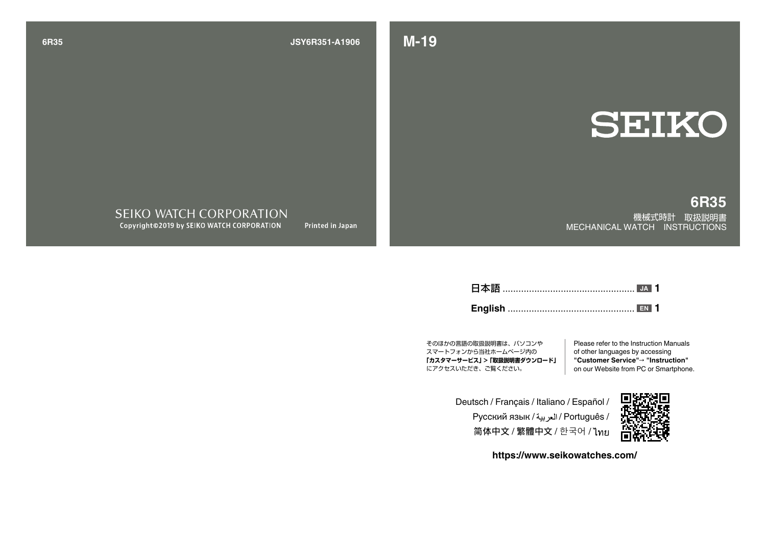6R35

JSY6R351-A1906

SEIKO WATCH CORPORATION

Copyright©2019 by SEIKO WATCH CORPORATION

Printed in Japan

M-19

# SEIKO

## 6R35

機械式時計　取扱説明書

MECHANICAL WATCH　INSTRUCTIONS

日本語 .................................................. JA 1

**English** ................................................ EN 1

そのほかの言語の取扱説明書は、パソコンやスマートフォンから当社ホームページ内の**「カスタマーサービス」>「取扱説明書ダウンロード」**にアクセスいただき、ご覧ください。

Please refer to the Instruction Manuals of other languages by accessing **"Customer Service"→ "Instruction"** on our Website from PC or Smartphone.

Deutsch / Français / Italiano / Español / Русский язык / العربية / Português / 简体中文 / 繁體中文 / 한국어 / ไทย

**https://www.seikowatches.com/**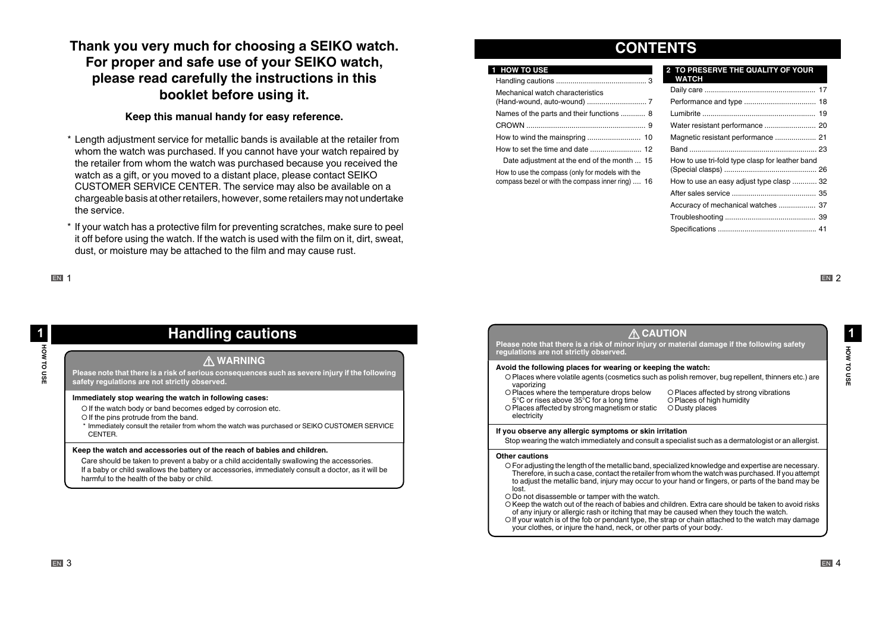**Thank you very much for choosing a SEIKO watch. For proper and safe use of your SEIKO watch, please read carefully the instructions in this booklet before using it.**

**Keep this manual handy for easy reference.**

* Length adjustment service for metallic bands is available at the retailer from whom the watch was purchased. If you cannot have your watch repaired by the retailer from whom the watch was purchased because you received the watch as a gift, or you moved to a distant place, please contact SEIKO CUSTOMER SERVICE CENTER. The service may also be available on a chargeable basis at other retailers, however, some retailers may not undertake the service.
* If your watch has a protective film for preventing scratches, make sure to peel it off before using the watch. If the watch is used with the film on it, dirt, sweat, dust, or moisture may be attached to the film and may cause rust.

# CONTENTS

| 1 HOW TO USE | |
|---|---|
| Handling cautions | 3 |
| Mechanical watch characteristics (Hand-wound, auto-wound) | 7 |
| Names of the parts and their functions | 8 |
| CROWN | 9 |
| How to wind the mainspring | 10 |
| How to set the time and date | 12 |
| Date adjustment at the end of the month | 15 |
| How to use the compass (only for models with the compass bezel or with the compass inner ring) | 16 |

| 2 TO PRESERVE THE QUALITY OF YOUR WATCH | |
|---|---|
| Daily care | 17 |
| Performance and type | 18 |
| Lumibrite | 19 |
| Water resistant performance | 20 |
| Magnetic resistant performance | 21 |
| Band | 23 |
| How to use tri-fold type clasp for leather band (Special clasps) | 26 |
| How to use an easy adjust type clasp | 32 |
| After sales service | 35 |
| Accuracy of mechanical watches | 37 |
| Troubleshooting | 39 |
| Specifications | 41 |

# Handling cautions

## ⚠ WARNING

**Please note that there is a risk of serious consequences such as severe injury if the following safety regulations are not strictly observed.**

**Immediately stop wearing the watch in following cases:**

- ○ If the watch body or band becomes edged by corrosion etc.
- ○ If the pins protrude from the band.

* Immediately consult the retailer from whom the watch was purchased or SEIKO CUSTOMER SERVICE CENTER.

**Keep the watch and accessories out of the reach of babies and children.**

Care should be taken to prevent a baby or a child accidentally swallowing the accessories. If a baby or child swallows the battery or accessories, immediately consult a doctor, as it will be harmful to the health of the baby or child.

## ⚠ CAUTION

**Please note that there is a risk of minor injury or material damage if the following safety regulations are not strictly observed.**

**Avoid the following places for wearing or keeping the watch:**

- ○ Places where volatile agents (cosmetics such as polish remover, bug repellent, thinners etc.) are vaporizing
- ○ Places where the temperature drops below 5°C or rises above 35°C for a long time
- ○ Places affected by strong magnetism or static electricity
- ○ Places affected by strong vibrations
- ○ Places of high humidity
- ○ Dusty places

**If you observe any allergic symptoms or skin irritation**

Stop wearing the watch immediately and consult a specialist such as a dermatologist or an allergist.

**Other cautions**

- ○ For adjusting the length of the metallic band, specialized knowledge and expertise are necessary. Therefore, in such a case, contact the retailer from whom the watch was purchased. If you attempt to adjust the metallic band, injury may occur to your hand or fingers, or parts of the band may be lost.
- ○ Do not disassemble or tamper with the watch.
- ○ Keep the watch out of the reach of babies and children. Extra care should be taken to avoid risks of any injury or allergic rash or itching that may be caused when they touch the watch.
- ○ If your watch is of the fob or pendant type, the strap or chain attached to the watch may damage your clothes, or injure the hand, neck, or other parts of your body.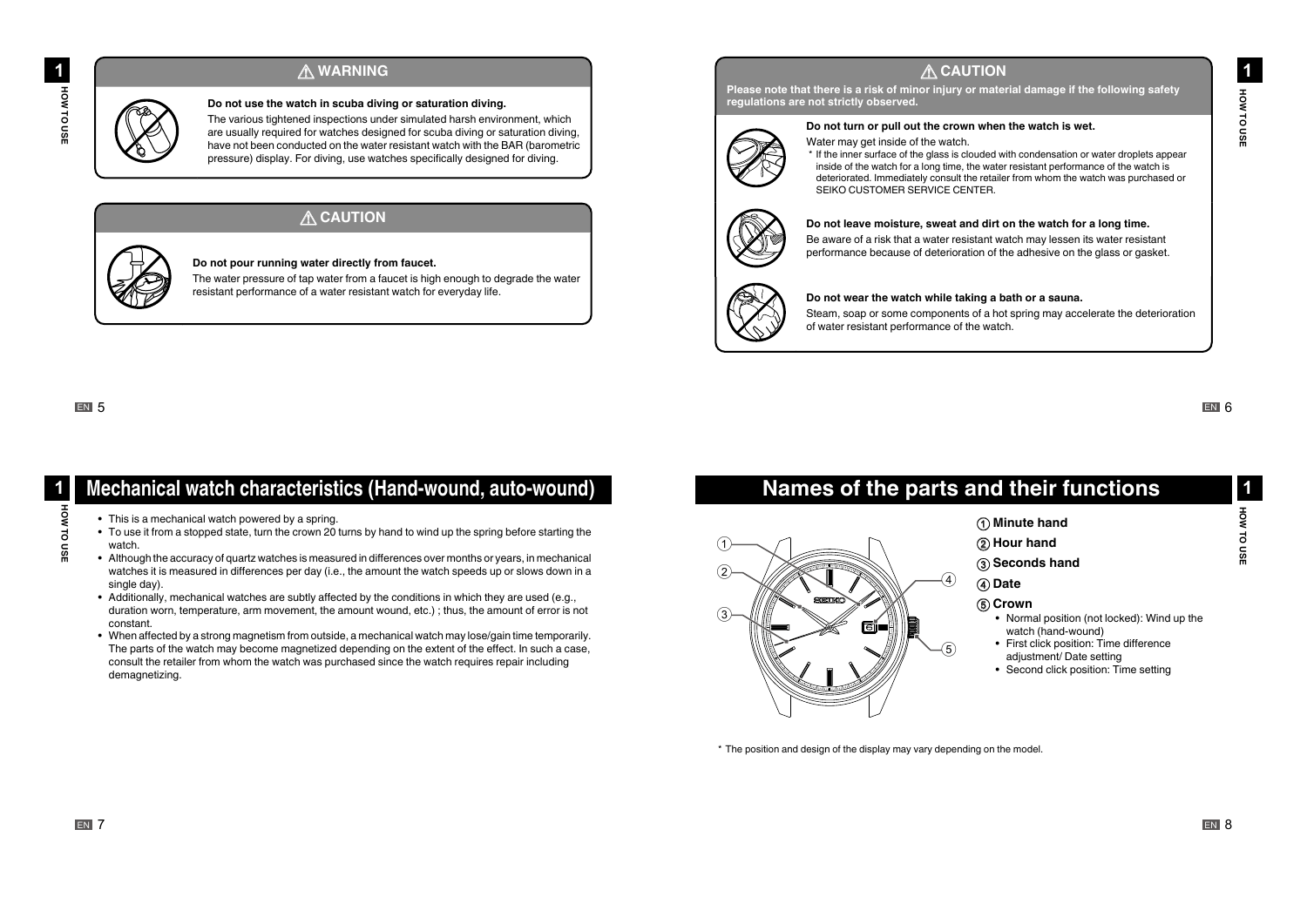## ⚠ WARNING

**Do not use the watch in scuba diving or saturation diving.**

The various tightened inspections under simulated harsh environment, which are usually required for watches designed for scuba diving or saturation diving, have not been conducted on the water resistant watch with the BAR (barometric pressure) display. For diving, use watches specifically designed for diving.

## ⚠ CAUTION

**Do not pour running water directly from faucet.**

The water pressure of tap water from a faucet is high enough to degrade the water resistant performance of a water resistant watch for everyday life.

## ⚠ CAUTION

**Please note that there is a risk of minor injury or material damage if the following safety regulations are not strictly observed.**

**Do not turn or pull out the crown when the watch is wet.**

Water may get inside of the watch.

\* If the inner surface of the glass is clouded with condensation or water droplets appear inside of the watch for a long time, the water resistant performance of the watch is deteriorated. Immediately consult the retailer from whom the watch was purchased or SEIKO CUSTOMER SERVICE CENTER.

**Do not leave moisture, sweat and dirt on the watch for a long time.**

Be aware of a risk that a water resistant watch may lessen its water resistant performance because of deterioration of the adhesive on the glass or gasket.

**Do not wear the watch while taking a bath or a sauna.**

Steam, soap or some components of a hot spring may accelerate the deterioration of water resistant performance of the watch.

# Mechanical watch characteristics (Hand-wound, auto-wound)

- This is a mechanical watch powered by a spring.
- To use it from a stopped state, turn the crown 20 turns by hand to wind up the spring before starting the watch.
- Although the accuracy of quartz watches is measured in differences over months or years, in mechanical watches it is measured in differences per day (i.e., the amount the watch speeds up or slows down in a single day).
- Additionally, mechanical watches are subtly affected by the conditions in which they are used (e.g., duration worn, temperature, arm movement, the amount wound, etc.) ; thus, the amount of error is not constant.
- When affected by a strong magnetism from outside, a mechanical watch may lose/gain time temporarily. The parts of the watch may become magnetized depending on the extent of the effect. In such a case, consult the retailer from whom the watch was purchased since the watch requires repair including demagnetizing.

# Names of the parts and their functions

① **Minute hand**

② **Hour hand**

③ **Seconds hand**

④ **Date**

⑤ **Crown**

- Normal position (not locked): Wind up the watch (hand-wound)
- First click position: Time difference adjustment/ Date setting
- Second click position: Time setting

\* The position and design of the display may vary depending on the model.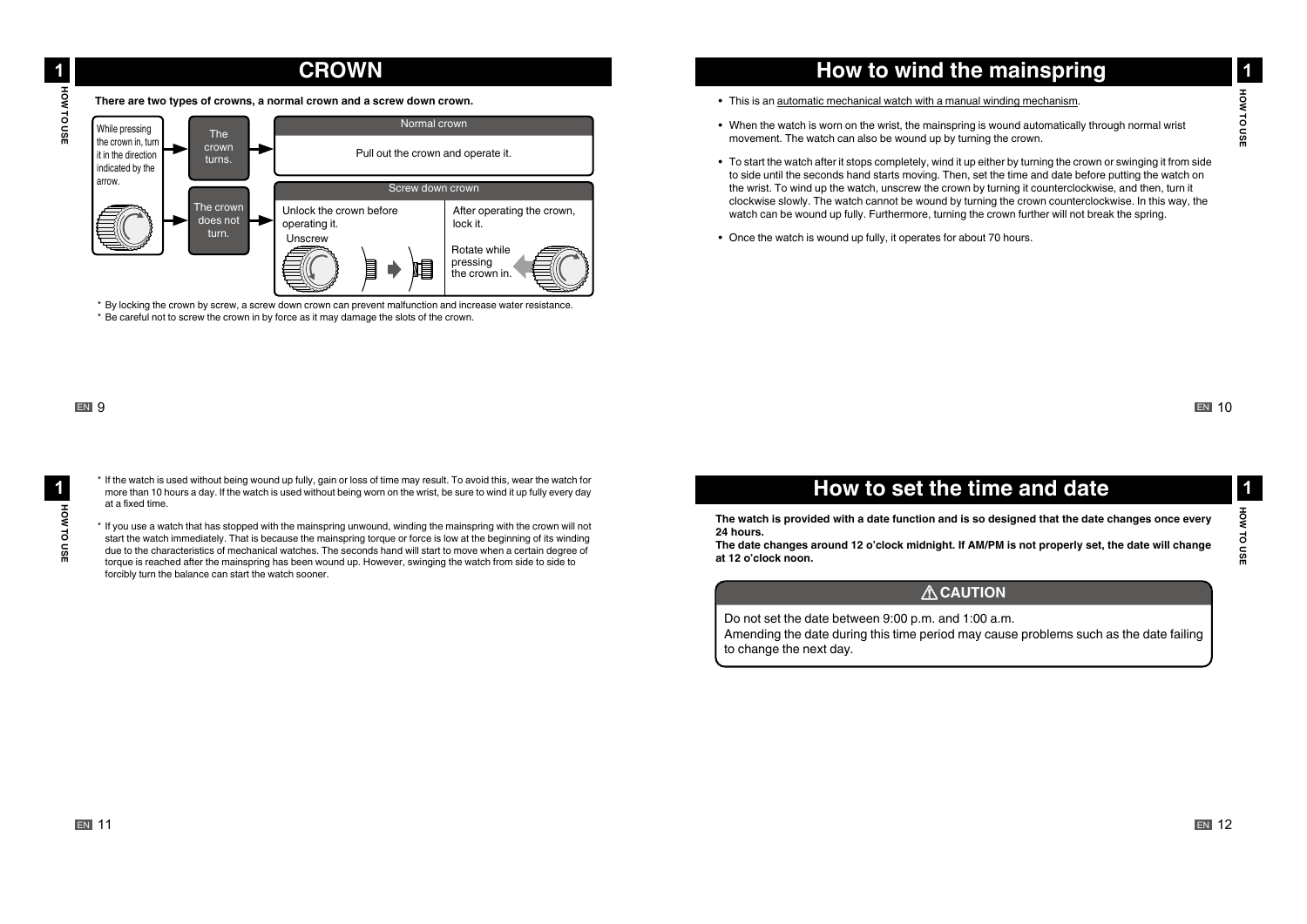# CROWN

**There are two types of crowns, a normal crown and a screw down crown.**

While pressing the crown in, turn it in the direction indicated by the arrow.

- The crown turns. → **Normal crown**: Pull out the crown and operate it.
- The crown does not turn. → **Screw down crown**: Unlock the crown before operating it. (Unscrew) After operating the crown, lock it. (Rotate while pressing the crown in.)

\* By locking the crown by screw, a screw down crown can prevent malfunction and increase water resistance.

\* Be careful not to screw the crown in by force as it may damage the slots of the crown.

# How to wind the mainspring

- This is an automatic mechanical watch with a manual winding mechanism.
- When the watch is worn on the wrist, the mainspring is wound automatically through normal wrist movement. The watch can also be wound up by turning the crown.
- To start the watch after it stops completely, wind it up either by turning the crown or swinging it from side to side until the seconds hand starts moving. Then, set the time and date before putting the watch on the wrist. To wind up the watch, unscrew the crown by turning it counterclockwise, and then, turn it clockwise slowly. The watch cannot be wound by turning the crown counterclockwise. In this way, the watch can be wound up fully. Furthermore, turning the crown further will not break the spring.
- Once the watch is wound up fully, it operates for about 70 hours.

\* If the watch is used without being wound up fully, gain or loss of time may result. To avoid this, wear the watch for more than 10 hours a day. If the watch is used without being worn on the wrist, be sure to wind it up fully every day at a fixed time.

\* If you use a watch that has stopped with the mainspring unwound, winding the mainspring with the crown will not start the watch immediately. That is because the mainspring torque or force is low at the beginning of its winding due to the characteristics of mechanical watches. The seconds hand will start to move when a certain degree of torque is reached after the mainspring has been wound up. However, swinging the watch from side to side to forcibly turn the balance can start the watch sooner.

# How to set the time and date

**The watch is provided with a date function and is so designed that the date changes once every 24 hours.**
**The date changes around 12 o'clock midnight. If AM/PM is not properly set, the date will change at 12 o'clock noon.**

**⚠ CAUTION**

Do not set the date between 9:00 p.m. and 1:00 a.m.
Amending the date during this time period may cause problems such as the date failing to change the next day.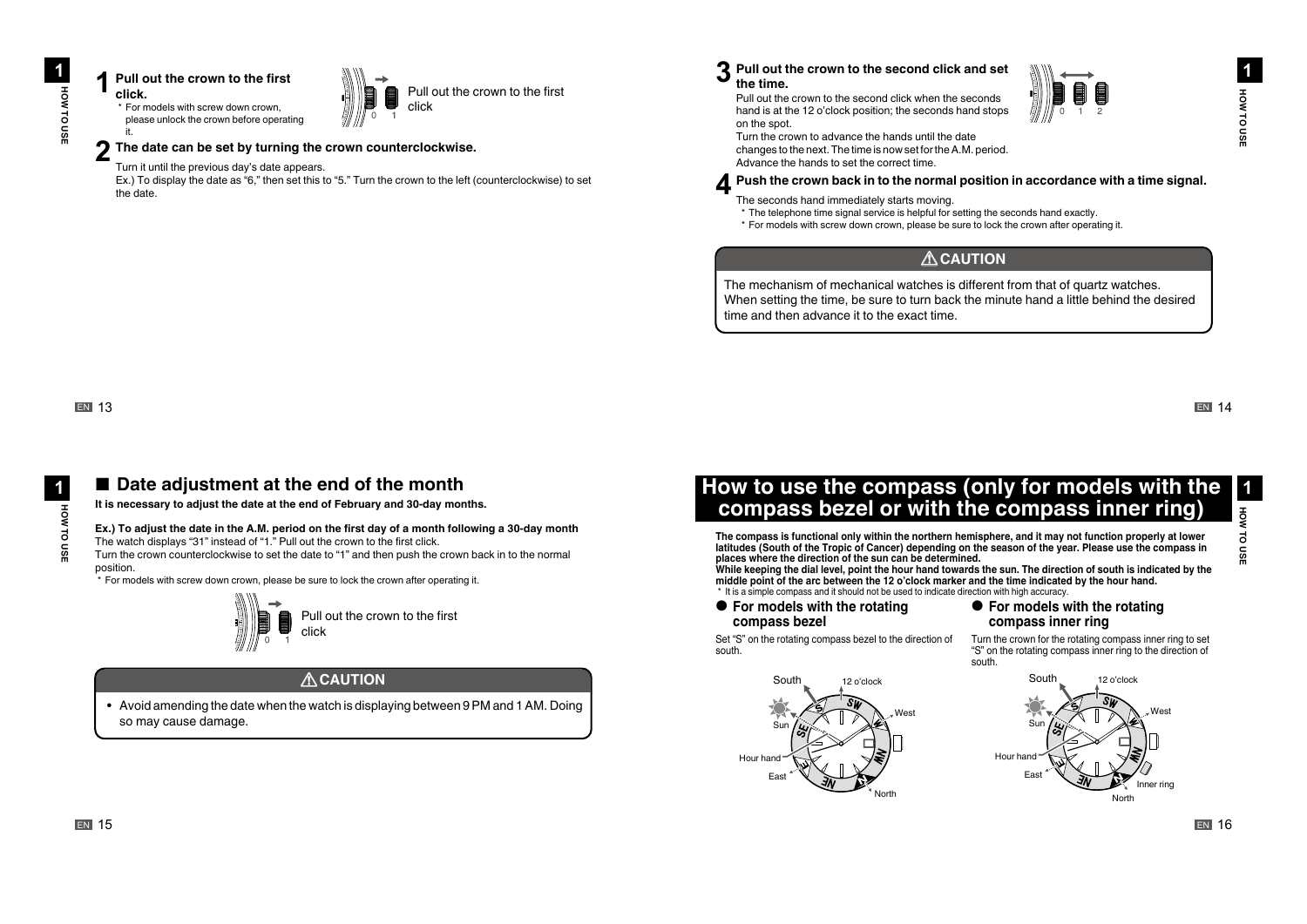**1 Pull out the crown to the first click.**

\* For models with screw down crown, please unlock the crown before operating it.

Pull out the crown to the first click

**2 The date can be set by turning the crown counterclockwise.**

Turn it until the previous day's date appears.

Ex.) To display the date as "6," then set this to "5." Turn the crown to the left (counterclockwise) to set the date.

**3 Pull out the crown to the second click and set the time.**

Pull out the crown to the second click when the seconds hand is at the 12 o'clock position; the seconds hand stops on the spot.

Turn the crown to advance the hands until the date changes to the next. The time is now set for the A.M. period. Advance the hands to set the correct time.

**4 Push the crown back in to the normal position in accordance with a time signal.**

The seconds hand immediately starts moving.

\* The telephone time signal service is helpful for setting the seconds hand exactly.

\* For models with screw down crown, please be sure to lock the crown after operating it.

**⚠ CAUTION**

The mechanism of mechanical watches is different from that of quartz watches.
When setting the time, be sure to turn back the minute hand a little behind the desired time and then advance it to the exact time.

## ■ Date adjustment at the end of the month

**It is necessary to adjust the date at the end of February and 30-day months.**

**Ex.) To adjust the date in the A.M. period on the first day of a month following a 30-day month**

The watch displays "31" instead of "1." Pull out the crown to the first click.

Turn the crown counterclockwise to set the date to "1" and then push the crown back in to the normal position.

\* For models with screw down crown, please be sure to lock the crown after operating it.

Pull out the crown to the first click

**⚠ CAUTION**

- Avoid amending the date when the watch is displaying between 9 PM and 1 AM. Doing so may cause damage.

# How to use the compass (only for models with the compass bezel or with the compass inner ring)

**The compass is functional only within the northern hemisphere, and it may not function properly at lower latitudes (South of the Tropic of Cancer) depending on the season of the year. Please use the compass in places where the direction of the sun can be determined.**

**While keeping the dial level, point the hour hand towards the sun. The direction of south is indicated by the middle point of the arc between the 12 o'clock marker and the time indicated by the hour hand.**

\* It is a simple compass and it should not be used to indicate direction with high accuracy.

### ● For models with the rotating compass bezel

Set "S" on the rotating compass bezel to the direction of south.

South, 12 o'clock, West, Sun, Hour hand, East, North

### ● For models with the rotating compass inner ring

Turn the crown for the rotating compass inner ring to set "S" on the rotating compass inner ring to the direction of south.

South, 12 o'clock, West, Sun, Hour hand, East, Inner ring, North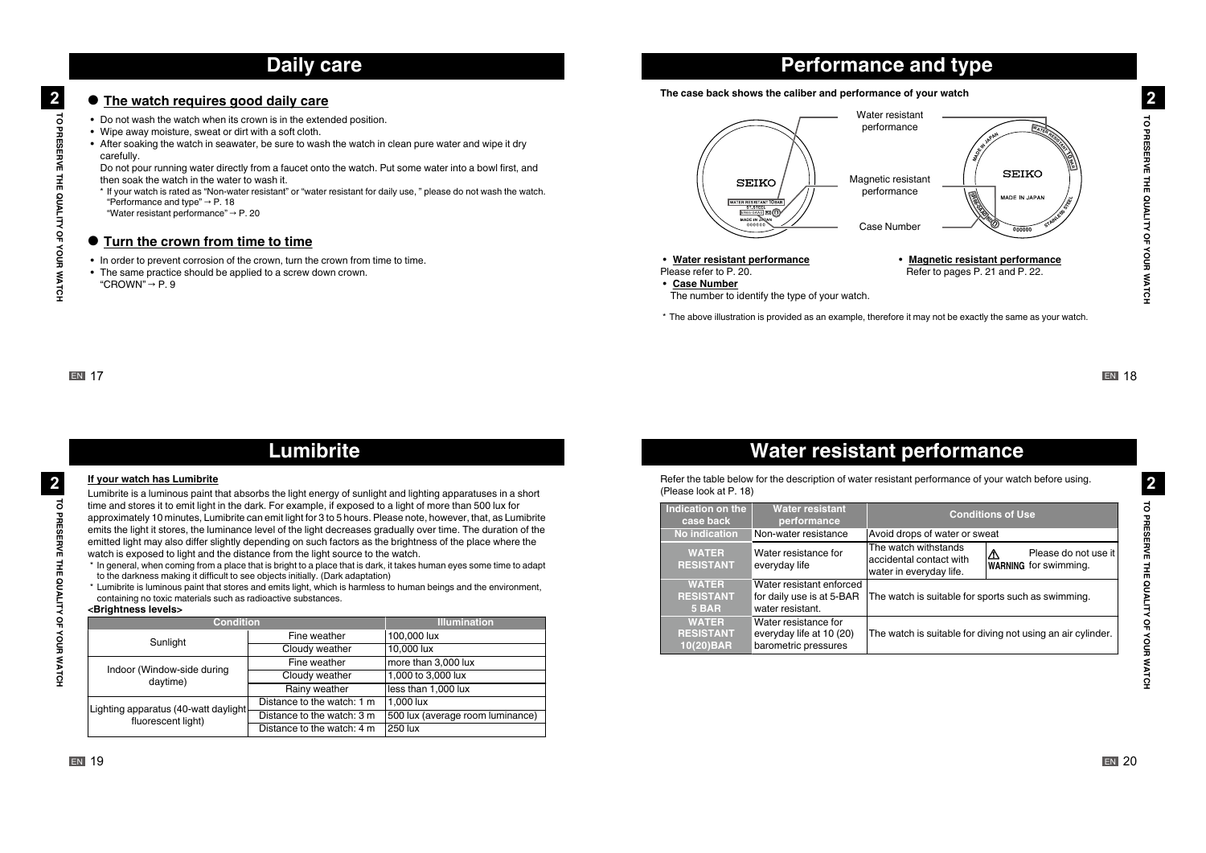# Daily care

## ● The watch requires good daily care

- Do not wash the watch when its crown is in the extended position.
- Wipe away moisture, sweat or dirt with a soft cloth.
- After soaking the watch in seawater, be sure to wash the watch in clean pure water and wipe it dry carefully.

  Do not pour running water directly from a faucet onto the watch. Put some water into a bowl first, and then soak the watch in the water to wash it.

  \* If your watch is rated as "Non-water resistant" or "water resistant for daily use, " please do not wash the watch.
  "Performance and type" → P. 18
  "Water resistant performance" → P. 20

## ● Turn the crown from time to time

- In order to prevent corrosion of the crown, turn the crown from time to time.
- The same practice should be applied to a screw down crown.
  "CROWN" → P. 9

# Performance and type

**The case back shows the caliber and performance of your watch**

Water resistant performance

Magnetic resistant performance

Case Number

- **Water resistant performance**
  Please refer to P. 20.
- **Case Number**
  The number to identify the type of your watch.
- **Magnetic resistant performance**
  Refer to pages P. 21 and P. 22.

\* The above illustration is provided as an example, therefore it may not be exactly the same as your watch.

# Lumibrite

**If your watch has Lumibrite**

Lumibrite is a luminous paint that absorbs the light energy of sunlight and lighting apparatuses in a short time and stores it to emit light in the dark. For example, if exposed to a light of more than 500 lux for approximately 10 minutes, Lumibrite can emit light for 3 to 5 hours. Please note, however, that, as Lumibrite emits the light it stores, the luminance level of the light decreases gradually over time. The duration of the emitted light may also differ slightly depending on such factors as the brightness of the place where the watch is exposed to light and the distance from the light source to the watch.

\* In general, when coming from a place that is bright to a place that is dark, it takes human eyes some time to adapt to the darkness making it difficult to see objects initially. (Dark adaptation)

\* Lumibrite is luminous paint that stores and emits light, which is harmless to human beings and the environment, containing no toxic materials such as radioactive substances.

**<Brightness levels>**

| Condition | | Illumination |
|---|---|---|
| Sunlight | Fine weather | 100,000 lux |
| | Cloudy weather | 10,000 lux |
| Indoor (Window-side during daytime) | Fine weather | more than 3,000 lux |
| | Cloudy weather | 1,000 to 3,000 lux |
| | Rainy weather | less than 1,000 lux |
| Lighting apparatus (40-watt daylight fluorescent light) | Distance to the watch: 1 m | 1,000 lux |
| | Distance to the watch: 3 m | 500 lux (average room luminance) |
| | Distance to the watch: 4 m | 250 lux |

# Water resistant performance

Refer the table below for the description of water resistant performance of your watch before using. (Please look at P. 18)

| Indication on the case back | Water resistant performance | Conditions of Use | |
|---|---|---|---|
| No indication | Non-water resistance | Avoid drops of water or sweat | |
| WATER RESISTANT | Water resistance for everyday life | The watch withstands accidental contact with water in everyday life. | ⚠ WARNING Please do not use it for swimming. |
| WATER RESISTANT 5 BAR | Water resistant enforced for daily use is at 5-BAR water resistant. | The watch is suitable for sports such as swimming. | |
| WATER RESISTANT 10(20)BAR | Water resistance for everyday life at 10 (20) barometric pressures | The watch is suitable for diving not using an air cylinder. | |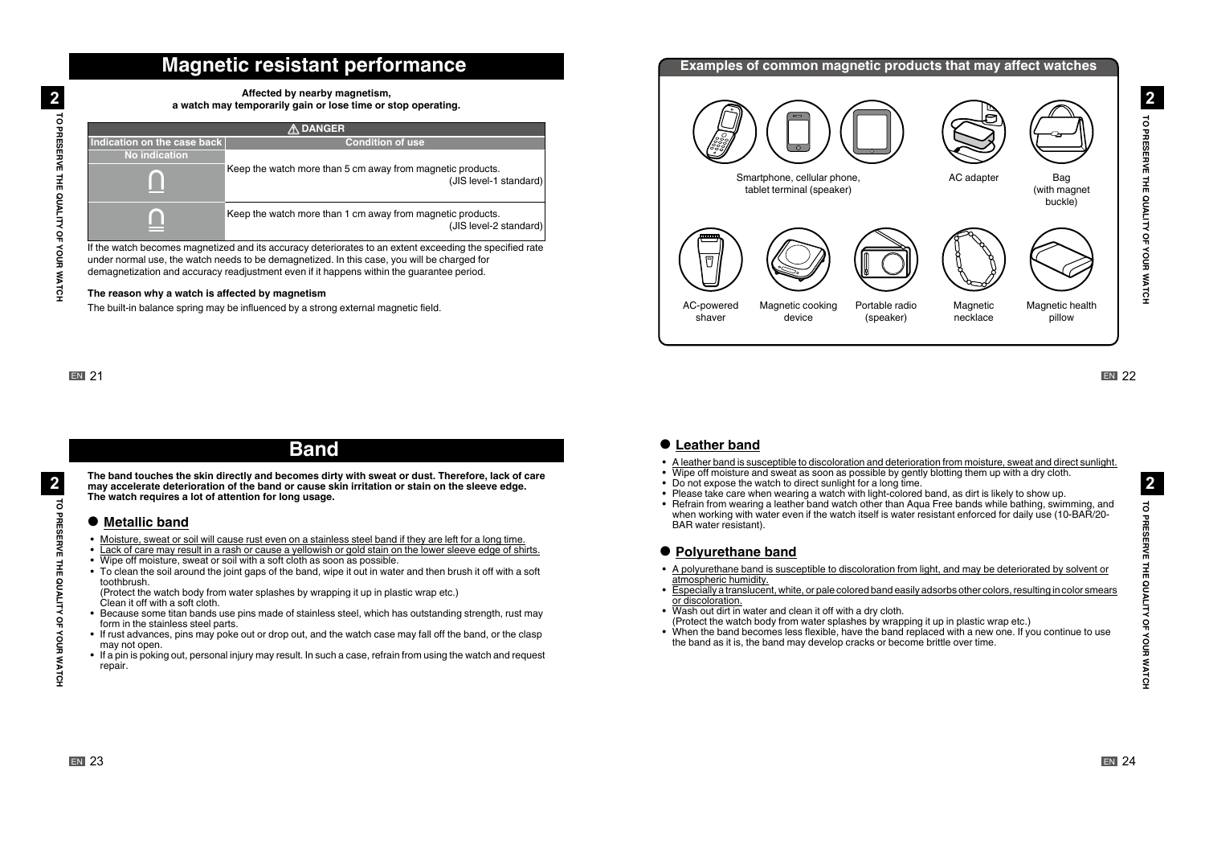# Magnetic resistant performance

**Affected by nearby magnetism, a watch may temporarily gain or lose time or stop operating.**

| ⚠ DANGER | |
|---|---|
| Indication on the case back | Condition of use |
| No indication | Keep the watch more than 5 cm away from magnetic products. (JIS level-1 standard) |
| ⋂ | Keep the watch more than 1 cm away from magnetic products. (JIS level-2 standard) |

If the watch becomes magnetized and its accuracy deteriorates to an extent exceeding the specified rate under normal use, the watch needs to be demagnetized. In this case, you will be charged for demagnetization and accuracy readjustment even if it happens within the guarantee period.

**The reason why a watch is affected by magnetism**

The built-in balance spring may be influenced by a strong external magnetic field.

**Examples of common magnetic products that may affect watches**

- Smartphone, cellular phone, tablet terminal (speaker)
- AC adapter
- Bag (with magnet buckle)
- AC-powered shaver
- Magnetic cooking device
- Portable radio (speaker)
- Magnetic necklace
- Magnetic health pillow

# Band

**The band touches the skin directly and becomes dirty with sweat or dust. Therefore, lack of care may accelerate deterioration of the band or cause skin irritation or stain on the sleeve edge. The watch requires a lot of attention for long usage.**

## ● Metallic band

- Moisture, sweat or soil will cause rust even on a stainless steel band if they are left for a long time.
- Lack of care may result in a rash or cause a yellowish or gold stain on the lower sleeve edge of shirts.
- Wipe off moisture, sweat or soil with a soft cloth as soon as possible.
- To clean the soil around the joint gaps of the band, wipe it out in water and then brush it off with a soft toothbrush.
  (Protect the watch body from water splashes by wrapping it up in plastic wrap etc.)
  Clean it off with a soft cloth.
- Because some titan bands use pins made of stainless steel, which has outstanding strength, rust may form in the stainless steel parts.
- If rust advances, pins may poke out or drop out, and the watch case may fall off the band, or the clasp may not open.
- If a pin is poking out, personal injury may result. In such a case, refrain from using the watch and request repair.

## ● Leather band

- A leather band is susceptible to discoloration and deterioration from moisture, sweat and direct sunlight.
- Wipe off moisture and sweat as soon as possible by gently blotting them up with a dry cloth.
- Do not expose the watch to direct sunlight for a long time.
- Please take care when wearing a watch with light-colored band, as dirt is likely to show up.
- Refrain from wearing a leather band watch other than Aqua Free bands while bathing, swimming, and when working with water even if the watch itself is water resistant enforced for daily use (10-BAR/20-BAR water resistant).

## ● Polyurethane band

- A polyurethane band is susceptible to discoloration from light, and may be deteriorated by solvent or atmospheric humidity.
- Especially a translucent, white, or pale colored band easily adsorbs other colors, resulting in color smears or discoloration.
- Wash out dirt in water and clean it off with a dry cloth.
  (Protect the watch body from water splashes by wrapping it up in plastic wrap etc.)
- When the band becomes less flexible, have the band replaced with a new one. If you continue to use the band as it is, the band may develop cracks or become brittle over time.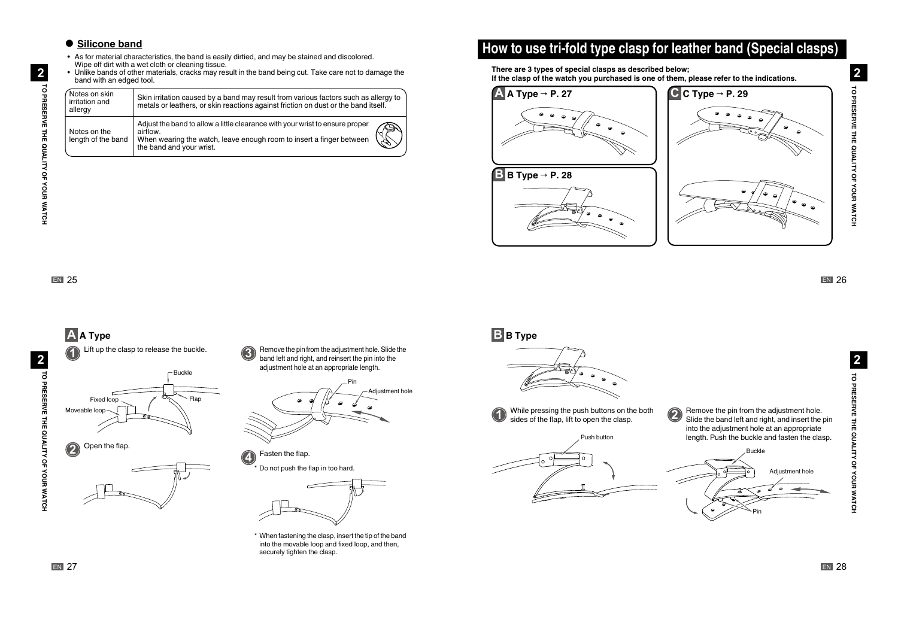## Silicone band

- As for material characteristics, the band is easily dirtied, and may be stained and discolored. Wipe off dirt with a wet cloth or cleaning tissue.
- Unlike bands of other materials, cracks may result in the band being cut. Take care not to damage the band with an edged tool.

| Notes on skin irritation and allergy | Skin irritation caused by a band may result from various factors such as allergy to metals or leathers, or skin reactions against friction on dust or the band itself. |
|---|---|
| Notes on the length of the band | Adjust the band to allow a little clearance with your wrist to ensure proper airflow. When wearing the watch, leave enough room to insert a finger between the band and your wrist. |

# How to use tri-fold type clasp for leather band (Special clasps)

**There are 3 types of special clasps as described below;**
**If the clasp of the watch you purchased is one of them, please refer to the indications.**

**A** A Type → P. 27

**B** B Type → P. 28

**C** C Type → P. 29

## A Type

1. Lift up the clasp to release the buckle.

   Buckle / Fixed loop / Flap / Moveable loop

2. Open the flap.

3. Remove the pin from the adjustment hole. Slide the band left and right, and reinsert the pin into the adjustment hole at an appropriate length.

   Pin / Adjustment hole

4. Fasten the flap.

   \* Do not push the flap in too hard.

\* When fastening the clasp, insert the tip of the band into the movable loop and fixed loop, and then, securely tighten the clasp.

## B Type

1. While pressing the push buttons on the both sides of the flap, lift to open the clasp.

   Push button

2. Remove the pin from the adjustment hole. Slide the band left and right, and insert the pin into the adjustment hole at an appropriate length. Push the buckle and fasten the clasp.

   Buckle / Adjustment hole / Pin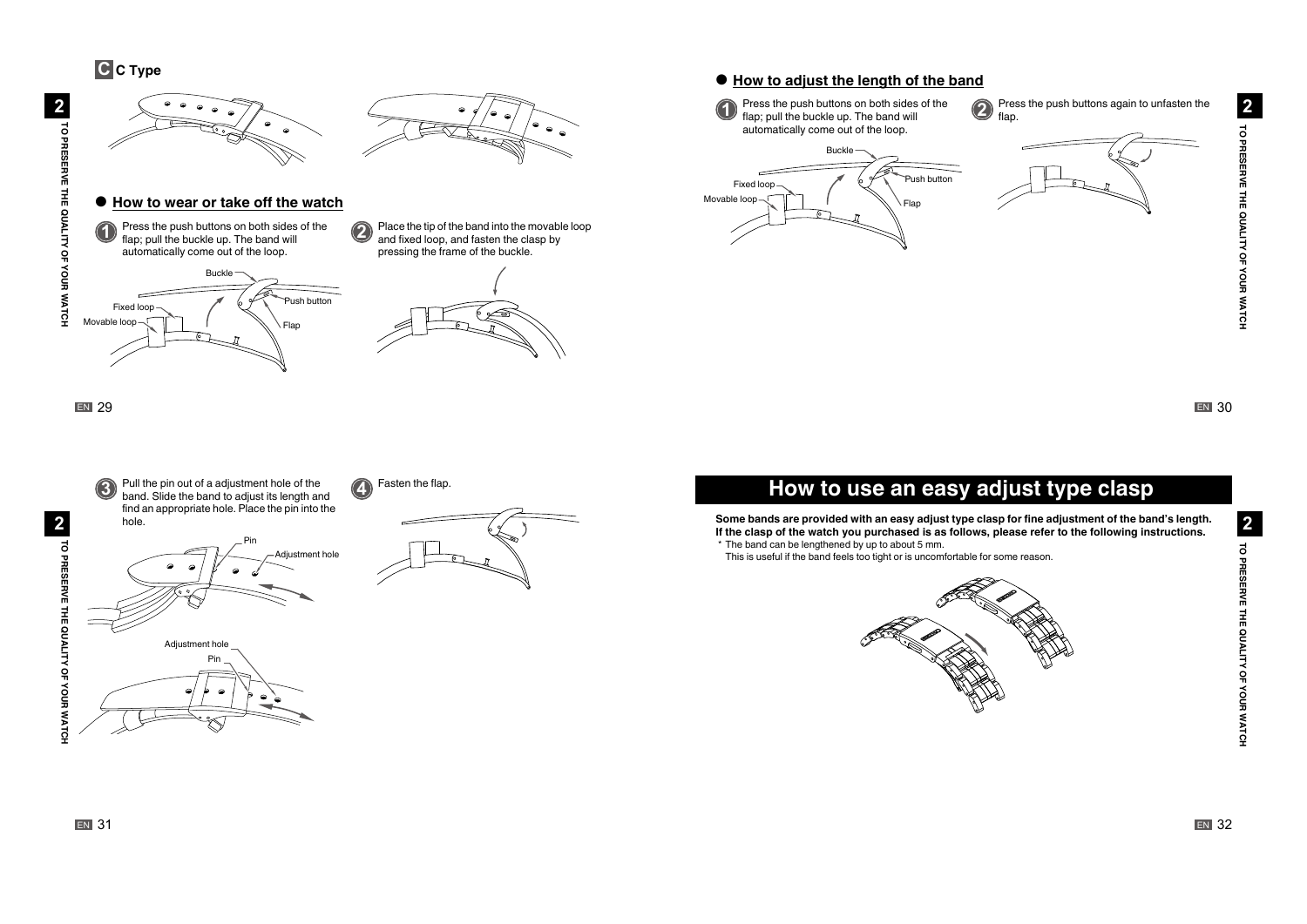## C Type

### How to wear or take off the watch

1. Press the push buttons on both sides of the flap; pull the buckle up. The band will automatically come out of the loop.

Buckle

Fixed loop

Movable loop

Push button

Flap

2. Place the tip of the band into the movable loop and fasten the clasp by pressing the frame of the buckle.

### How to adjust the length of the band

1. Press the push buttons on both sides of the flap; pull the buckle up. The band will automatically come out of the loop.

Buckle

Fixed loop

Movable loop

Push button

Flap

2. Press the push buttons again to unfasten the flap.

3. Pull the pin out of a adjustment hole of the band. Slide the band to adjust its length and find an appropriate hole. Place the pin into the hole.

Pin

Adjustment hole

Adjustment hole

Pin

4. Fasten the flap.

# How to use an easy adjust type clasp

**Some bands are provided with an easy adjust type clasp for fine adjustment of the band's length. If the clasp of the watch you purchased is as follows, please refer to the following instructions.**

\* The band can be lengthened by up to about 5 mm.
This is useful if the band feels too tight or is uncomfortable for some reason.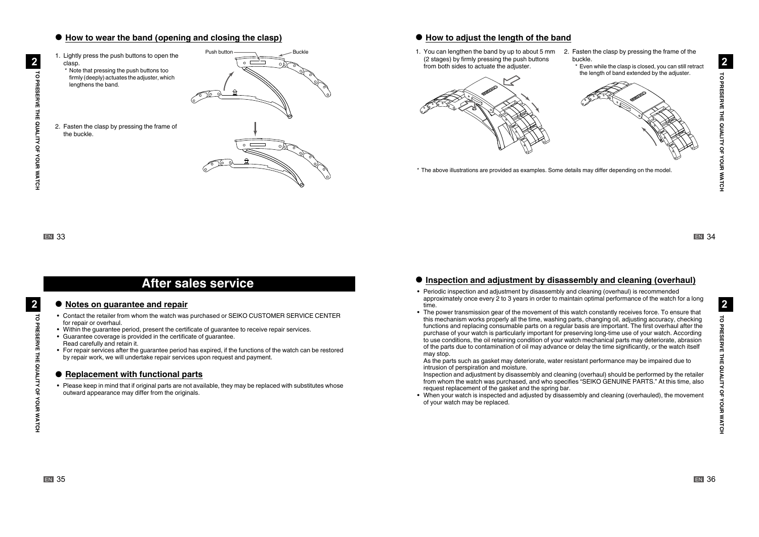## How to wear the band (opening and closing the clasp)

1. Lightly press the push buttons to open the clasp.
   * Note that pressing the push buttons too firmly (deeply) actuates the adjuster, which lengthens the band.

Push button

Buckle

2. Fasten the clasp by pressing the frame of the buckle.

## How to adjust the length of the band

1. You can lengthen the band by up to about 5 mm (2 stages) by firmly pressing the push buttons from both sides to actuate the adjuster.
2. Fasten the clasp by pressing the frame of the buckle.
   * Even while the clasp is closed, you can still retract the length of band extended by the adjuster.

* The above illustrations are provided as examples. Some details may differ depending on the model.

# After sales service

## Notes on guarantee and repair

- Contact the retailer from whom the watch was purchased or SEIKO CUSTOMER SERVICE CENTER for repair or overhaul.
- Within the guarantee period, present the certificate of guarantee to receive repair services.
- Guarantee coverage is provided in the certificate of guarantee.
  Read carefully and retain it.
- For repair services after the guarantee period has expired, if the functions of the watch can be restored by repair work, we will undertake repair services upon request and payment.

## Replacement with functional parts

- Please keep in mind that if original parts are not available, they may be replaced with substitutes whose outward appearance may differ from the originals.

## Inspection and adjustment by disassembly and cleaning (overhaul)

- Periodic inspection and adjustment by disassembly and cleaning (overhaul) is recommended approximately once every 2 to 3 years in order to maintain optimal performance of the watch for a long time.
- The power transmission gear of the movement of this watch constantly receives force. To ensure that this mechanism works properly all the time, washing parts, changing oil, adjusting accuracy, checking functions and replacing consumable parts on a regular basis are important. The first overhaul after the purchase of your watch is particularly important for preserving long-time use of your watch. According to use conditions, the oil retaining condition of your watch mechanical parts may deteriorate, abrasion of the parts due to contamination of oil may advance or delay the time significantly, or the watch itself may stop.
  As the parts such as gasket may deteriorate, water resistant performance may be impaired due to intrusion of perspiration and moisture.
  Inspection and adjustment by disassembly and cleaning (overhaul) should be performed by the retailer from whom the watch was purchased, and who specifies "SEIKO GENUINE PARTS." At this time, also request replacement of the gasket and the spring bar.
- When your watch is inspected and adjusted by disassembly and cleaning (overhauled), the movement of your watch may be replaced.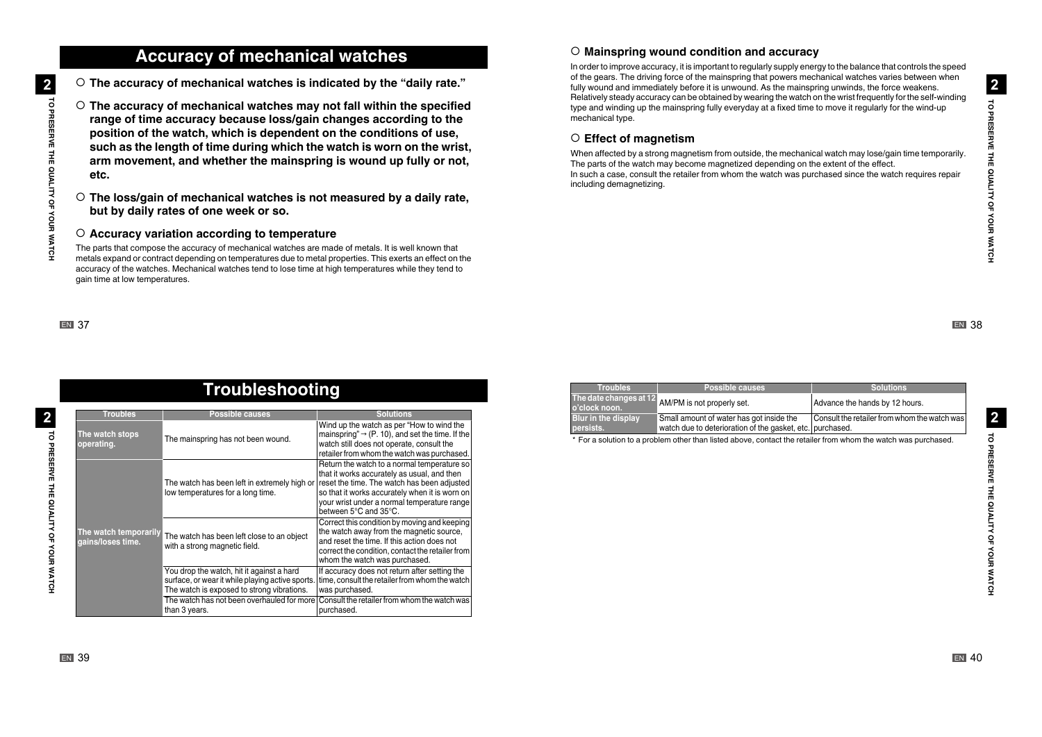# Accuracy of mechanical watches

- **The accuracy of mechanical watches is indicated by the "daily rate."**
- **The accuracy of mechanical watches may not fall within the specified range of time accuracy because loss/gain changes according to the position of the watch, which is dependent on the conditions of use, such as the length of time during which the watch is worn on the wrist, arm movement, and whether the mainspring is wound up fully or not, etc.**
- **The loss/gain of mechanical watches is not measured by a daily rate, but by daily rates of one week or so.**

### Accuracy variation according to temperature

The parts that compose the accuracy of mechanical watches are made of metals. It is well known that metals expand or contract depending on temperatures due to metal properties. This exerts an effect on the accuracy of the watches. Mechanical watches tend to lose time at high temperatures while they tend to gain time at low temperatures.

### Mainspring wound condition and accuracy

In order to improve accuracy, it is important to regularly supply energy to the balance that controls the speed of the gears. The driving force of the mainspring that powers mechanical watches varies between when fully wound and immediately before it is unwound. As the mainspring unwinds, the force weakens. Relatively steady accuracy can be obtained by wearing the watch on the wrist frequently for the self-winding type and winding up the mainspring fully everyday at a fixed time to move it regularly for the wind-up mechanical type.

### Effect of magnetism

When affected by a strong magnetism from outside, the mechanical watch may lose/gain time temporarily. The parts of the watch may become magnetized depending on the extent of the effect.
In such a case, consult the retailer from whom the watch was purchased since the watch requires repair including demagnetizing.

# Troubleshooting

| Troubles | Possible causes | Solutions |
|---|---|---|
| The watch stops operating. | The mainspring has not been wound. | Wind up the watch as per "How to wind the mainspring" → (P. 10), and set the time. If the watch still does not operate, consult the retailer from whom the watch was purchased. |
| The watch temporarily gains/loses time. | The watch has been left in extremely high or low temperatures for a long time. | Return the watch to a normal temperature so that it works accurately as usual, and then reset the time. The watch has been adjusted so that it works accurately when it is worn on your wrist under a normal temperature range between 5°C and 35°C. |
| | The watch has been left close to an object with a strong magnetic field. | Correct this condition by moving and keeping the watch away from the magnetic source, and reset the time. If this action does not correct the condition, contact the retailer from whom the watch was purchased. |
| | You drop the watch, hit it against a hard surface, or wear it while playing active sports. The watch is exposed to strong vibrations. | If accuracy does not return after setting the time, consult the retailer from whom the watch was purchased. |
| | The watch has not been overhauled for more than 3 years. | Consult the retailer from whom the watch was purchased. |
| The date changes at 12 o'clock noon. | AM/PM is not properly set. | Advance the hands by 12 hours. |
| Blur in the display persists. | Small amount of water has got inside the watch due to deterioration of the gasket, etc. | Consult the retailer from whom the watch was purchased. |

* For a solution to a problem other than listed above, contact the retailer from whom the watch was purchased.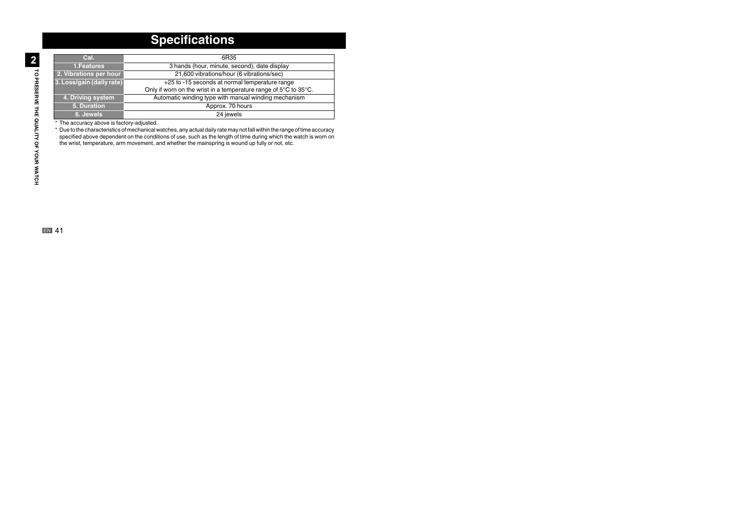# Specifications

| Cal. | 6R35 |
| --- | --- |
| 1.Features | 3 hands (hour, minute, second), date display |
| 2. Vibrations per hour | 21,600 vibrations/hour (6 vibrations/sec) |
| 3. Loss/gain (daily rate) | +25 to -15 seconds at normal temperature range<br>Only if worn on the wrist in a temperature range of 5°C to 35°C. |
| 4. Driving system | Automatic winding type with manual winding mechanism |
| 5. Duration | Approx. 70 hours |
| 6. Jewels | 24 jewels |

* The accuracy above is factory-adjusted.
* Due to the characteristics of mechanical watches, any actual daily rate may not fall within the range of time accuracy specified above dependent on the conditions of use, such as the length of time during which the watch is worn on the wrist, temperature, arm movement, and whether the mainspring is wound up fully or not, etc.